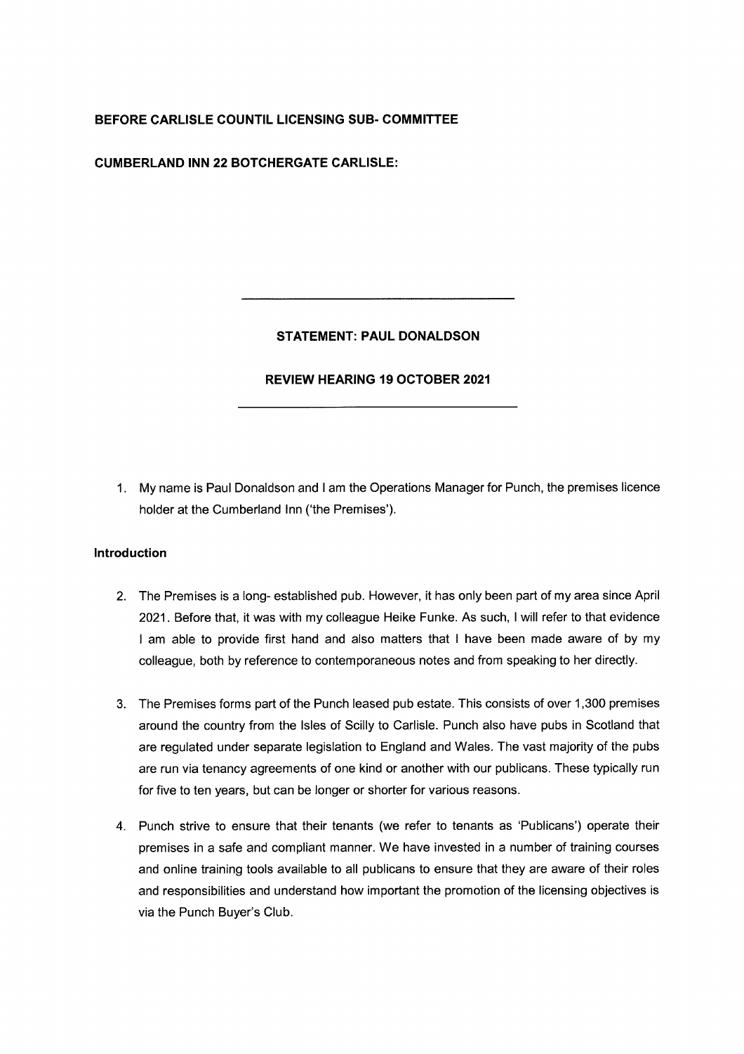**BEFORE CARLISLE COUNTIL LICENSING SUB- COMMITTEE**

**CUMBERLAND INN 22 BOTCHERGATE CARLISLE:**

---

**STATEMENT: PAUL DONALDSON**

**REVIEW HEARING 19 OCTOBER 2021**

---

1. My name is Paul Donaldson and I am the Operations Manager for Punch, the premises licence holder at the Cumberland Inn ('the Premises').

**Introduction**

2. The Premises is a long- established pub. However, it has only been part of my area since April 2021. Before that, it was with my colleague Heike Funke. As such, I will refer to that evidence I am able to provide first hand and also matters that I have been made aware of by my colleague, both by reference to contemporaneous notes and from speaking to her directly.

3. The Premises forms part of the Punch leased pub estate. This consists of over 1,300 premises around the country from the Isles of Scilly to Carlisle. Punch also have pubs in Scotland that are regulated under separate legislation to England and Wales. The vast majority of the pubs are run via tenancy agreements of one kind or another with our publicans. These typically run for five to ten years, but can be longer or shorter for various reasons.

4. Punch strive to ensure that their tenants (we refer to tenants as 'Publicans') operate their premises in a safe and compliant manner. We have invested in a number of training courses and online training tools available to all publicans to ensure that they are aware of their roles and responsibilities and understand how important the promotion of the licensing objectives is via the Punch Buyer's Club.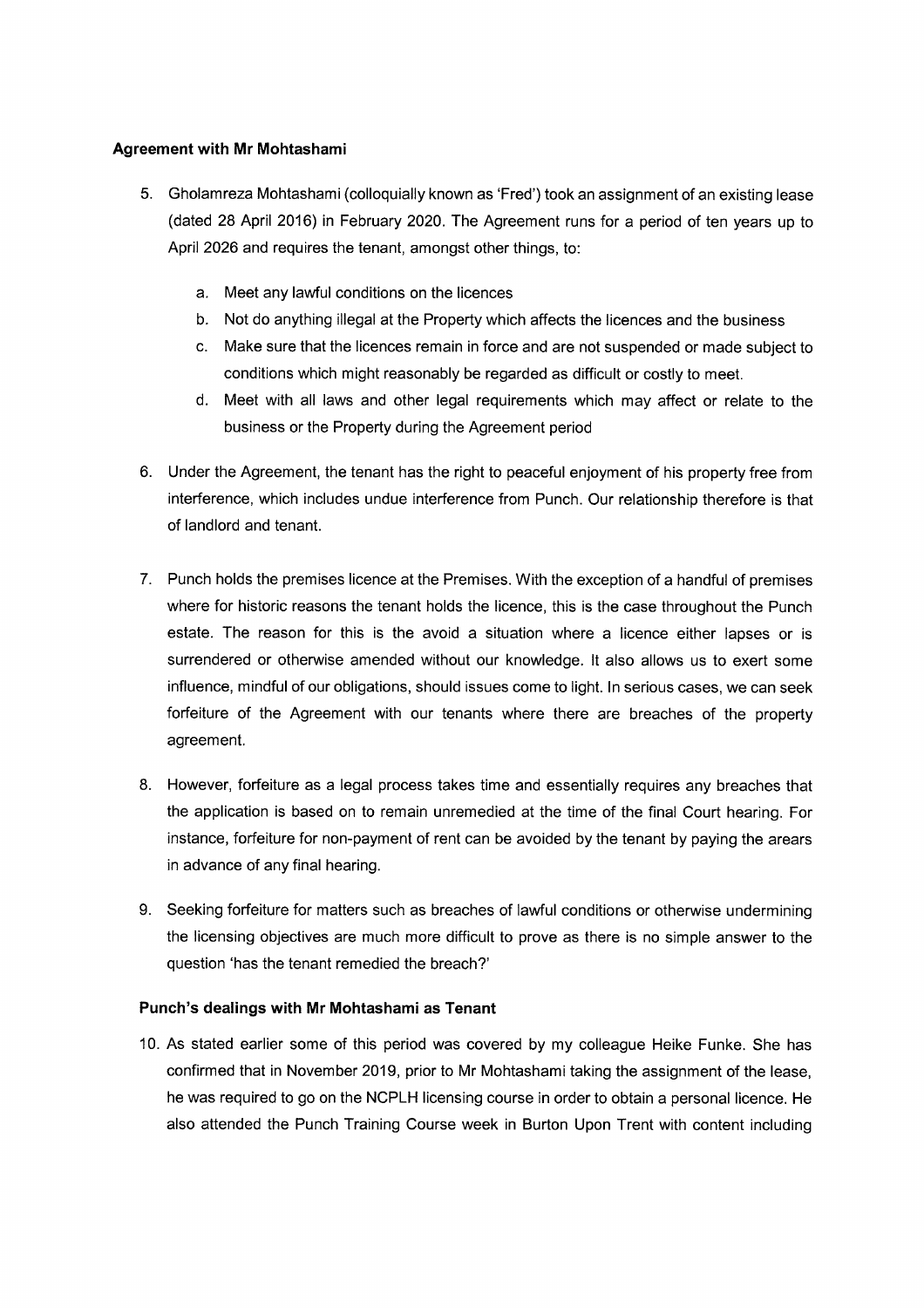**Agreement with Mr Mohtashami**

5. Gholamreza Mohtashami (colloquially known as 'Fred') took an assignment of an existing lease (dated 28 April 2016) in February 2020. The Agreement runs for a period of ten years up to April 2026 and requires the tenant, amongst other things, to:

   a. Meet any lawful conditions on the licences
   b. Not do anything illegal at the Property which affects the licences and the business
   c. Make sure that the licences remain in force and are not suspended or made subject to conditions which might reasonably be regarded as difficult or costly to meet.
   d. Meet with all laws and other legal requirements which may affect or relate to the business or the Property during the Agreement period

6. Under the Agreement, the tenant has the right to peaceful enjoyment of his property free from interference, which includes undue interference from Punch. Our relationship therefore is that of landlord and tenant.

7. Punch holds the premises licence at the Premises. With the exception of a handful of premises where for historic reasons the tenant holds the licence, this is the case throughout the Punch estate. The reason for this is the avoid a situation where a licence either lapses or is surrendered or otherwise amended without our knowledge. It also allows us to exert some influence, mindful of our obligations, should issues come to light. In serious cases, we can seek forfeiture of the Agreement with our tenants where there are breaches of the property agreement.

8. However, forfeiture as a legal process takes time and essentially requires any breaches that the application is based on to remain unremedied at the time of the final Court hearing. For instance, forfeiture for non-payment of rent can be avoided by the tenant by paying the arears in advance of any final hearing.

9. Seeking forfeiture for matters such as breaches of lawful conditions or otherwise undermining the licensing objectives are much more difficult to prove as there is no simple answer to the question 'has the tenant remedied the breach?'

**Punch's dealings with Mr Mohtashami as Tenant**

10. As stated earlier some of this period was covered by my colleague Heike Funke. She has confirmed that in November 2019, prior to Mr Mohtashami taking the assignment of the lease, he was required to go on the NCPLH licensing course in order to obtain a personal licence. He also attended the Punch Training Course week in Burton Upon Trent with content including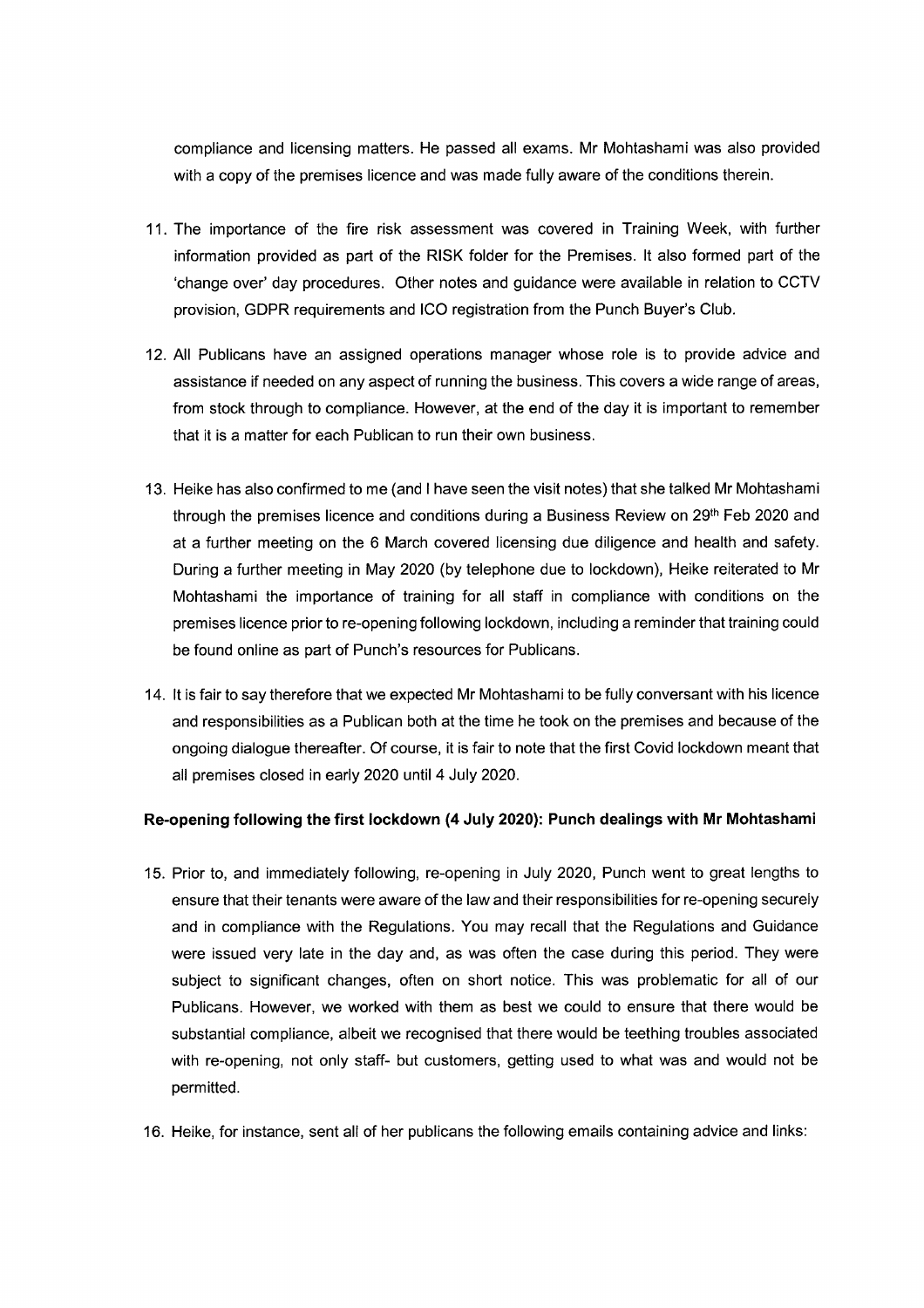compliance and licensing matters. He passed all exams. Mr Mohtashami was also provided with a copy of the premises licence and was made fully aware of the conditions therein.

11. The importance of the fire risk assessment was covered in Training Week, with further information provided as part of the RISK folder for the Premises. It also formed part of the 'change over' day procedures. Other notes and guidance were available in relation to CCTV provision, GDPR requirements and ICO registration from the Punch Buyer's Club.

12. All Publicans have an assigned operations manager whose role is to provide advice and assistance if needed on any aspect of running the business. This covers a wide range of areas, from stock through to compliance. However, at the end of the day it is important to remember that it is a matter for each Publican to run their own business.

13. Heike has also confirmed to me (and I have seen the visit notes) that she talked Mr Mohtashami through the premises licence and conditions during a Business Review on 29th Feb 2020 and at a further meeting on the 6 March covered licensing due diligence and health and safety. During a further meeting in May 2020 (by telephone due to lockdown), Heike reiterated to Mr Mohtashami the importance of training for all staff in compliance with conditions on the premises licence prior to re-opening following lockdown, including a reminder that training could be found online as part of Punch's resources for Publicans.

14. It is fair to say therefore that we expected Mr Mohtashami to be fully conversant with his licence and responsibilities as a Publican both at the time he took on the premises and because of the ongoing dialogue thereafter. Of course, it is fair to note that the first Covid lockdown meant that all premises closed in early 2020 until 4 July 2020.

**Re-opening following the first lockdown (4 July 2020): Punch dealings with Mr Mohtashami**

15. Prior to, and immediately following, re-opening in July 2020, Punch went to great lengths to ensure that their tenants were aware of the law and their responsibilities for re-opening securely and in compliance with the Regulations. You may recall that the Regulations and Guidance were issued very late in the day and, as was often the case during this period. They were subject to significant changes, often on short notice. This was problematic for all of our Publicans. However, we worked with them as best we could to ensure that there would be substantial compliance, albeit we recognised that there would be teething troubles associated with re-opening, not only staff- but customers, getting used to what was and would not be permitted.

16. Heike, for instance, sent all of her publicans the following emails containing advice and links: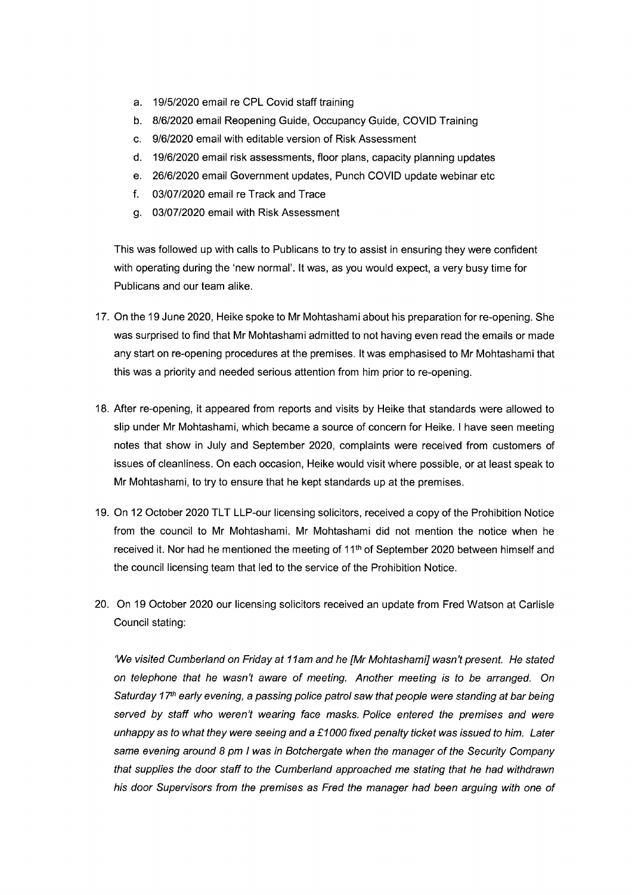a. 19/5/2020 email re CPL Covid staff training
b. 8/6/2020 email Reopening Guide, Occupancy Guide, COVID Training
c. 9/6/2020 email with editable version of Risk Assessment
d. 19/6/2020 email risk assessments, floor plans, capacity planning updates
e. 26/6/2020 email Government updates, Punch COVID update webinar etc
f. 03/07/2020 email re Track and Trace
g. 03/07/2020 email with Risk Assessment

This was followed up with calls to Publicans to try to assist in ensuring they were confident with operating during the 'new normal'. It was, as you would expect, a very busy time for Publicans and our team alike.

17. On the 19 June 2020, Heike spoke to Mr Mohtashami about his preparation for re-opening. She was surprised to find that Mr Mohtashami admitted to not having even read the emails or made any start on re-opening procedures at the premises. It was emphasised to Mr Mohtashami that this was a priority and needed serious attention from him prior to re-opening.

18. After re-opening, it appeared from reports and visits by Heike that standards were allowed to slip under Mr Mohtashami, which became a source of concern for Heike. I have seen meeting notes that show in July and September 2020, complaints were received from customers of issues of cleanliness. On each occasion, Heike would visit where possible, or at least speak to Mr Mohtashami, to try to ensure that he kept standards up at the premises.

19. On 12 October 2020 TLT LLP-our licensing solicitors, received a copy of the Prohibition Notice from the council to Mr Mohtashami. Mr Mohtashami did not mention the notice when he received it. Nor had he mentioned the meeting of 11th of September 2020 between himself and the council licensing team that led to the service of the Prohibition Notice.

20. On 19 October 2020 our licensing solicitors received an update from Fred Watson at Carlisle Council stating:

*'We visited Cumberland on Friday at 11am and he [Mr Mohtashami] wasn't present. He stated on telephone that he wasn't aware of meeting. Another meeting is to be arranged. On Saturday 17th early evening, a passing police patrol saw that people were standing at bar being served by staff who weren't wearing face masks. Police entered the premises and were unhappy as to what they were seeing and a £1000 fixed penalty ticket was issued to him. Later same evening around 8 pm I was in Botchergate when the manager of the Security Company that supplies the door staff to the Cumberland approached me stating that he had withdrawn his door Supervisors from the premises as Fred the manager had been arguing with one of*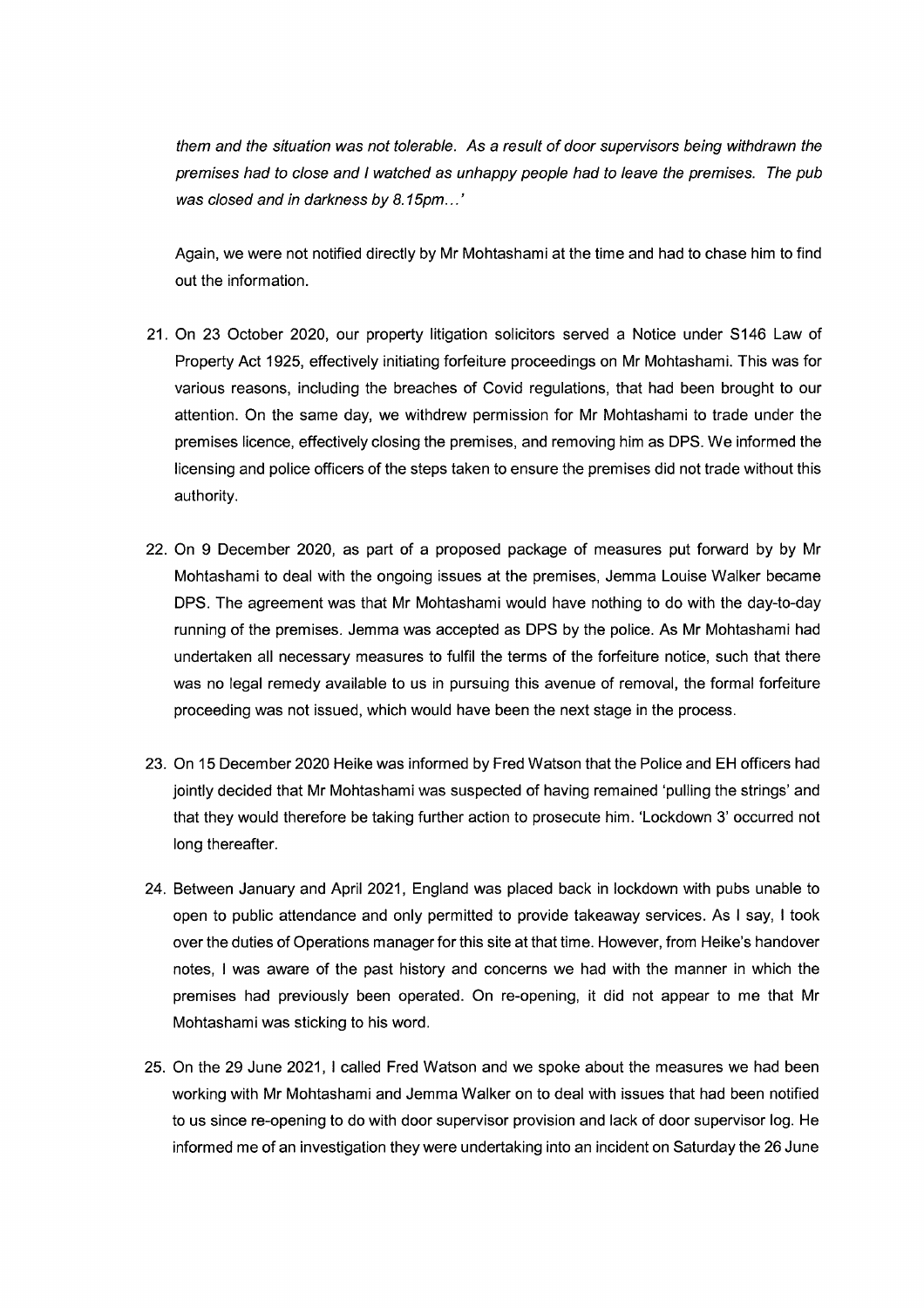*them and the situation was not tolerable. As a result of door supervisors being withdrawn the premises had to close and I watched as unhappy people had to leave the premises. The pub was closed and in darkness by 8.15pm…'*

Again, we were not notified directly by Mr Mohtashami at the time and had to chase him to find out the information.

21. On 23 October 2020, our property litigation solicitors served a Notice under S146 Law of Property Act 1925, effectively initiating forfeiture proceedings on Mr Mohtashami. This was for various reasons, including the breaches of Covid regulations, that had been brought to our attention. On the same day, we withdrew permission for Mr Mohtashami to trade under the premises licence, effectively closing the premises, and removing him as DPS. We informed the licensing and police officers of the steps taken to ensure the premises did not trade without this authority.

22. On 9 December 2020, as part of a proposed package of measures put forward by by Mr Mohtashami to deal with the ongoing issues at the premises, Jemma Louise Walker became DPS. The agreement was that Mr Mohtashami would have nothing to do with the day-to-day running of the premises. Jemma was accepted as DPS by the police. As Mr Mohtashami had undertaken all necessary measures to fulfil the terms of the forfeiture notice, such that there was no legal remedy available to us in pursuing this avenue of removal, the formal forfeiture proceeding was not issued, which would have been the next stage in the process.

23. On 15 December 2020 Heike was informed by Fred Watson that the Police and EH officers had jointly decided that Mr Mohtashami was suspected of having remained 'pulling the strings' and that they would therefore be taking further action to prosecute him. 'Lockdown 3' occurred not long thereafter.

24. Between January and April 2021, England was placed back in lockdown with pubs unable to open to public attendance and only permitted to provide takeaway services. As I say, I took over the duties of Operations manager for this site at that time. However, from Heike's handover notes, I was aware of the past history and concerns we had with the manner in which the premises had previously been operated. On re-opening, it did not appear to me that Mr Mohtashami was sticking to his word.

25. On the 29 June 2021, I called Fred Watson and we spoke about the measures we had been working with Mr Mohtashami and Jemma Walker on to deal with issues that had been notified to us since re-opening to do with door supervisor provision and lack of door supervisor log. He informed me of an investigation they were undertaking into an incident on Saturday the 26 June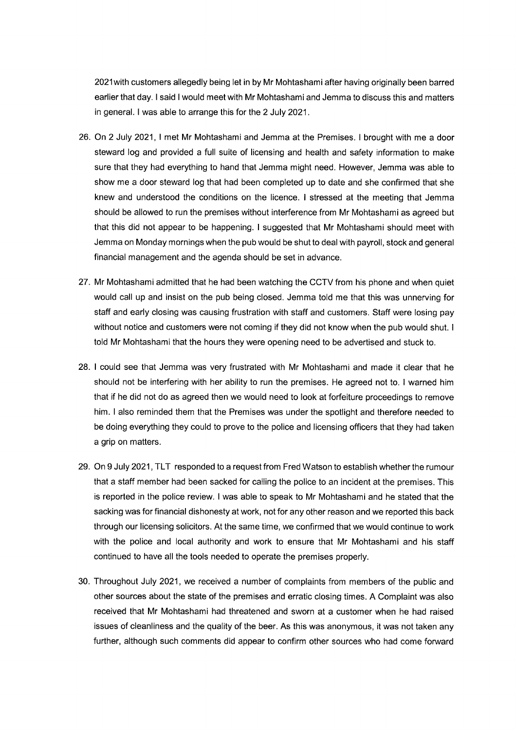2021with customers allegedly being let in by Mr Mohtashami after having originally been barred earlier that day. I said I would meet with Mr Mohtashami and Jemma to discuss this and matters in general. I was able to arrange this for the 2 July 2021.

26. On 2 July 2021, I met Mr Mohtashami and Jemma at the Premises. I brought with me a door steward log and provided a full suite of licensing and health and safety information to make sure that they had everything to hand that Jemma might need. However, Jemma was able to show me a door steward log that had been completed up to date and she confirmed that she knew and understood the conditions on the licence. I stressed at the meeting that Jemma should be allowed to run the premises without interference from Mr Mohtashami as agreed but that this did not appear to be happening. I suggested that Mr Mohtashami should meet with Jemma on Monday mornings when the pub would be shut to deal with payroll, stock and general financial management and the agenda should be set in advance.

27. Mr Mohtashami admitted that he had been watching the CCTV from his phone and when quiet would call up and insist on the pub being closed. Jemma told me that this was unnerving for staff and early closing was causing frustration with staff and customers. Staff were losing pay without notice and customers were not coming if they did not know when the pub would shut. I told Mr Mohtashami that the hours they were opening need to be advertised and stuck to.

28. I could see that Jemma was very frustrated with Mr Mohtashami and made it clear that he should not be interfering with her ability to run the premises. He agreed not to. I warned him that if he did not do as agreed then we would need to look at forfeiture proceedings to remove him. I also reminded them that the Premises was under the spotlight and therefore needed to be doing everything they could to prove to the police and licensing officers that they had taken a grip on matters.

29. On 9 July 2021, TLT responded to a request from Fred Watson to establish whether the rumour that a staff member had been sacked for calling the police to an incident at the premises. This is reported in the police review. I was able to speak to Mr Mohtashami and he stated that the sacking was for financial dishonesty at work, not for any other reason and we reported this back through our licensing solicitors. At the same time, we confirmed that we would continue to work with the police and local authority and work to ensure that Mr Mohtashami and his staff continued to have all the tools needed to operate the premises properly.

30. Throughout July 2021, we received a number of complaints from members of the public and other sources about the state of the premises and erratic closing times. A Complaint was also received that Mr Mohtashami had threatened and sworn at a customer when he had raised issues of cleanliness and the quality of the beer. As this was anonymous, it was not taken any further, although such comments did appear to confirm other sources who had come forward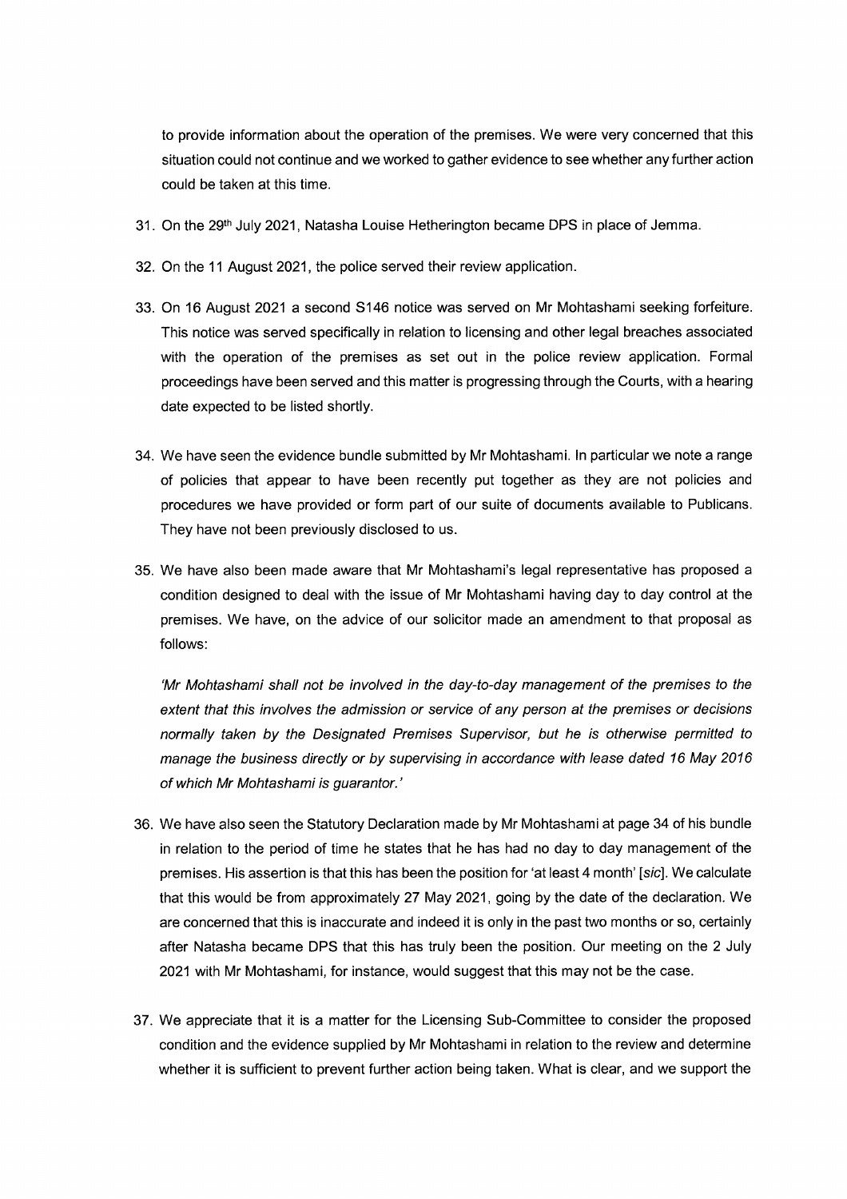to provide information about the operation of the premises. We were very concerned that this situation could not continue and we worked to gather evidence to see whether any further action could be taken at this time.

31. On the 29th July 2021, Natasha Louise Hetherington became DPS in place of Jemma.

32. On the 11 August 2021, the police served their review application.

33. On 16 August 2021 a second S146 notice was served on Mr Mohtashami seeking forfeiture. This notice was served specifically in relation to licensing and other legal breaches associated with the operation of the premises as set out in the police review application. Formal proceedings have been served and this matter is progressing through the Courts, with a hearing date expected to be listed shortly.

34. We have seen the evidence bundle submitted by Mr Mohtashami. In particular we note a range of policies that appear to have been recently put together as they are not policies and procedures we have provided or form part of our suite of documents available to Publicans. They have not been previously disclosed to us.

35. We have also been made aware that Mr Mohtashami's legal representative has proposed a condition designed to deal with the issue of Mr Mohtashami having day to day control at the premises. We have, on the advice of our solicitor made an amendment to that proposal as follows:

    *'Mr Mohtashami shall not be involved in the day-to-day management of the premises to the extent that this involves the admission or service of any person at the premises or decisions normally taken by the Designated Premises Supervisor, but he is otherwise permitted to manage the business directly or by supervising in accordance with lease dated 16 May 2016 of which Mr Mohtashami is guarantor.'*

36. We have also seen the Statutory Declaration made by Mr Mohtashami at page 34 of his bundle in relation to the period of time he states that he has had no day to day management of the premises. His assertion is that this has been the position for 'at least 4 month' [*sic*]. We calculate that this would be from approximately 27 May 2021, going by the date of the declaration. We are concerned that this is inaccurate and indeed it is only in the past two months or so, certainly after Natasha became DPS that this has truly been the position. Our meeting on the 2 July 2021 with Mr Mohtashami, for instance, would suggest that this may not be the case.

37. We appreciate that it is a matter for the Licensing Sub-Committee to consider the proposed condition and the evidence supplied by Mr Mohtashami in relation to the review and determine whether it is sufficient to prevent further action being taken. What is clear, and we support the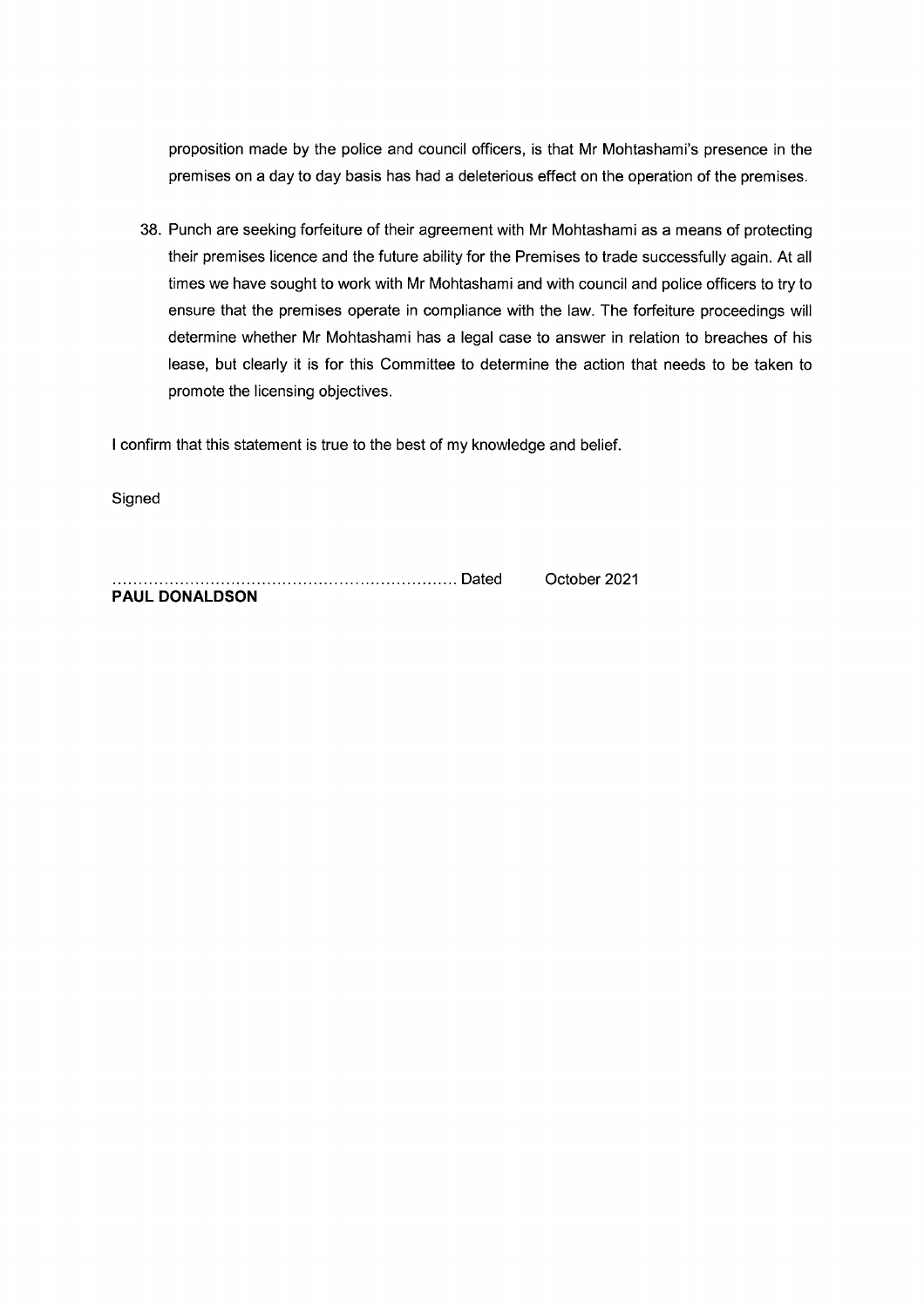proposition made by the police and council officers, is that Mr Mohtashami's presence in the premises on a day to day basis has had a deleterious effect on the operation of the premises.

38. Punch are seeking forfeiture of their agreement with Mr Mohtashami as a means of protecting their premises licence and the future ability for the Premises to trade successfully again. At all times we have sought to work with Mr Mohtashami and with council and police officers to try to ensure that the premises operate in compliance with the law. The forfeiture proceedings will determine whether Mr Mohtashami has a legal case to answer in relation to breaches of his lease, but clearly it is for this Committee to determine the action that needs to be taken to promote the licensing objectives.

I confirm that this statement is true to the best of my knowledge and belief.

Signed

.................................................................. Dated October 2021

**PAUL DONALDSON**